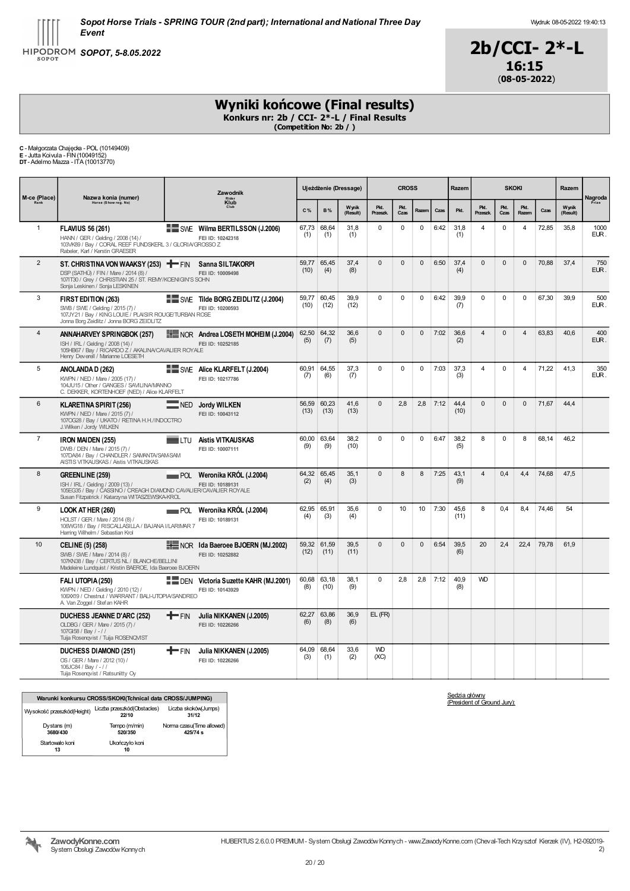Sopot Horse Trials - SPRING TOUR (2nd part); International and National Three Day Event

SOPOT, 5-8.05.2022

Wydruk: 08-05-2022 19:40:13

# 2b/CCI- 2*-L

**16:15**
(**08-05-2022**)

## Wyniki końcowe (Final results)

**Konkurs nr: 2b / CCI- 2*-L / Final Results**
**(Competition No: 2b / )**

**C** - Małgorzata Chajęcka - POL (10149409)
**E** - Jutta Koivula - FIN (10049152)
**DT** - Adelmo Mazza - ITA (10013770)

| M-ce (Place) Rank | Nazwa konia (numer) Horse (Show reg. No) | Zawodnik Rider Klub Club | Ujeżdżenie (Dressage) | | | CROSS | | | | Razem | SKOKI | | | | Razem | Nagroda Prize |
|---|---|---|---|---|---|---|---|---|---|---|---|---|---|---|---|---|
| | | | C % | B % | Wynik (Result) | Pkt. Przeszk. | Pkt. Czas | Razem | Czas | Pkt. | Pkt. Przeszk. | Pkt. Czas | Pkt. Razem | Czas | Wynik (Result) | |
| 1 | **FLAVIUS 56 (261)** HANN / GER / Gelding / 2008 (14) / 103VK89 / Bay / CORAL REEF FUNDSKERL 3 / GLORIA/GROSSO Z Rabeler, Karl / Kerstin GRAESER | SWE **Wilma BERTILSSON (J.2006)** FEI ID: 10242318 | 67,73 (1) | 68,64 (1) | 31,8 (1) | 0 | 0 | 0 | 6:42 | 31,8 (1) | 4 | 0 | 4 | 72,85 | 35,8 | 1000 EUR. |
| 2 | **ST. CHRISTINA VON WAAKSY (253)** DSP (SATHÜ) / FIN / Mare / 2014 (8) / 107IT30 / Grey / CHRISTIAN 25 / ST. REMY/KOENIGIN'S SOHN Sonja Leskinen / Sonja LESKINEN | FIN **Sanna SILTAKORPI** FEI ID: 10009498 | 59,77 (10) | 65,45 (4) | 37,4 (8) | 0 | 0 | 0 | 6:50 | 37,4 (4) | 0 | 0 | 0 | 70,88 | 37,4 | 750 EUR. |
| 3 | **FIRST EDITION (263)** SWB / SWE / Gelding / 2015 (7) / 107JY21 / Bay / KING LOUIE / PLAISIR ROUGE/TURBAN ROSE Jonna Borg Zeidlitz / Jonna BORG ZEIDLITZ | SWE **Tilde BORG ZEIDLITZ (J.2004)** FEI ID: 10200593 | 59,77 (10) | 60,45 (12) | 39,9 (12) | 0 | 0 | 0 | 6:42 | 39,9 (7) | 0 | 0 | 0 | 67,30 | 39,9 | 500 EUR. |
| 4 | **ANNAHARVEY SPRINGBOK (257)** ISH / IRL / Gelding / 2008 (14) / 105HB67 / Bay / RICARDO Z / AKALINA/CAVALIER ROYALE Henry Deverell / Marianne LOESETH | NOR **Andrea LOSETH MOHEIM (J.2004)** FEI ID: 10252185 | 62,50 (5) | 64,32 (7) | 36,6 (5) | 0 | 0 | 0 | 7:02 | 36,6 (2) | 4 | 0 | 4 | 63,83 | 40,6 | 400 EUR. |
| 5 | **ANOLANDA D (262)** KWPN / NED / Mare / 2005 (17) / 104JU15 / Other / GANGES / SAVILINA/MANNO C. DEKKER, KORTENHOEF (NED) / Alice KLARFELT | SWE **Alice KLARFELT (J.2004)** FEI ID: 10217786 | 60,91 (7) | 64,55 (6) | 37,3 (7) | 0 | 0 | 0 | 7:03 | 37,3 (3) | 4 | 0 | 4 | 71,22 | 41,3 | 350 EUR. |
| 6 | **KLARETINA SPIRIT (256)** KWPN / NED / Mare / 2015 (7) / 107OG28 / Bay / UKATO / RETINA H.H./INDOCTRO J.Wilken / Jordy WILKEN | NED **Jordy WILKEN** FEI ID: 10043112 | 56,59 (13) | 60,23 (13) | 41,6 (13) | 0 | 2,8 | 2,8 | 7:12 | 44,4 (10) | 0 | 0 | 0 | 71,67 | 44,4 | |
| 7 | **IRON MAIDEN (255)** DWB / DEN / Mare / 2015 (7) / 107DA84 / Bay / CHANDLER / SAMANTA/SAM-SAM AISTIS VITKAUSKAS / Aistis VITKAUSKAS | LTU **Aistis VITKAUSKAS** FEI ID: 10007111 | 60,00 (9) | 63,64 (9) | 38,2 (10) | 0 | 0 | 0 | 6:47 | 38,2 (5) | 8 | 0 | 8 | 68,14 | 46,2 | |
| 8 | **GREENLINE (259)** ISH / IRL / Gelding / 2009 (13) / 105EG35 / Bay / CASSINO / CREAGH DIAMOND CAVALIER/CAVALIER ROYALE Susan Fitzpatrick / Katarzyna WITASZEWSKA-KROL | POL **Weronika KRÓL (J.2004)** FEI ID: 10189131 | 64,32 (2) | 65,45 (4) | 35,1 (3) | 0 | 8 | 8 | 7:25 | 43,1 (9) | 4 | 0,4 | 4,4 | 74,68 | 47,5 | |
| 9 | **LOOK AT HER (260)** HOLST / GER / Mare / 2014 (8) / 106WG18 / Bay / RISCALLASILLA / BAJANA I/LARIMAR 7 Harring Wilhelm / Sebastian Krol | POL **Weronika KRÓL (J.2004)** FEI ID: 10189131 | 62,95 (4) | 65,91 (3) | 35,6 (4) | 0 | 10 | 10 | 7:30 | 45,6 (11) | 8 | 0,4 | 8,4 | 74,46 | 54 | |
| 10 | **CELINE (5) (258)** SWB / SWE / Mare / 2014 (8) / 107KN38 / Bay / CERTUS NL / BLANCHE/BELLINI Madeleine Lundquist / Kristin BAEROE, Ida Baeroee BJOERN | NOR **Ida Baeroee BJOERN (MJ.2002)** FEI ID: 10252882 | 59,32 (12) | 61,59 (11) | 39,5 (11) | 0 | 0 | 0 | 6:54 | 39,5 (6) | 20 | 2,4 | 22,4 | 79,78 | 61,9 | |
| | **FALI UTOPIA (250)** KWPN / NED / Gelding / 2010 (12) / 106XX19 / Chestnut / WARRANT / BALI-UTOPIA/SANDREO A. Van Zoggel / Stefan KAHR | DEN **Victoria Suzette KAHR (MJ.2001)** FEI ID: 10143929 | 60,68 (8) | 63,18 (10) | 38,1 (9) | 0 | 2,8 | 2,8 | 7:12 | 40,9 (8) | WD | | | | | |
| | **DUCHESS JEANNE D'ARC (252)** OLDBG / GER / Mare / 2015 (7) / 107GI58 / Bay / - / / Tuija Rosenqvist / Tuija ROSENQVIST | FIN **Julia NIKKANEN (J.2005)** FEI ID: 10226266 | 62,27 (6) | 63,86 (8) | 36,9 (6) | EL (FR) | | | | | | | | | | |
| | **DUCHESS DIAMOND (251)** OS / GER / Mare / 2012 (10) / 106JC84 / Bay / - / / Tuija Rosenqvist / Ratsuniitty Oy | FIN **Julia NIKKANEN (J.2005)** FEI ID: 10226266 | 64,09 (3) | 68,64 (1) | 33,6 (2) | WD (XC) | | | | | | | | | | |

| Warunki konkursu CROSS/SKOKI(Tchnical data CROSS/JUMPING) | | |
|---|---|---|
| Wysokość przeszkód(Height) | Liczba przeszkód(Obstacles) **22/10** | Liczba skoków(Jumps) **31/12** |
| Dystans (m) **3680/430** | Tempo (m/min) **520/350** | Norma czasu(Time allowed) **425/74 s** |
| Startowało koni **13** | Ukończyło koni **10** | |

Sędzia główny
(President of Ground Jury):

ZawodyKonne.com
System Obsługi Zawodów Konnych

HUBERTUS 2.6.0.0 PREMIUM - System Obsługi Zawodów Konnych - www.ZawodyKonne.com (Cheval-Tech Krzysztof Kierzek (IV), H2-092019-2)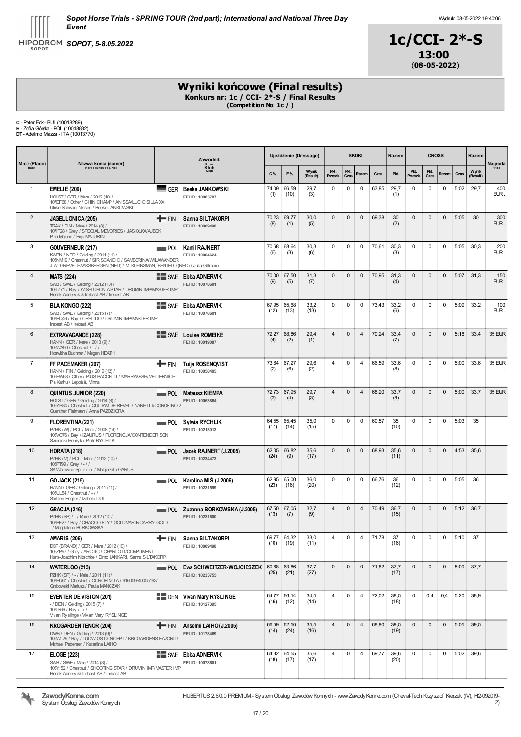**Sopot Horse Trials - SPRING TOUR (2nd part); International and National Three Day Event**

**SOPOT, 5-8.05.2022**

HIPODROM SOPOT

Wydruk: 08-05-2022 19:40:06

# 1c/CCI- 2*-S

**13:00**
(**08-05-2022**)

## Wyniki końcowe (Final results)

**Konkurs nr: 1c / CCI- 2*-S / Final Results**
**(Competition No: 1c / )**

**C** - Peter Eck - BUL (10018289)
**E** - Zofia Górska - POL (10048882)
**DT** - Adelmo Mazza - ITA (10013770)

| M-ce (Place) Rank | Nazwa konia (numer) Horse (Show reg. No) | | Zawodnik Rider Klub Club | Ujeżdżenie (Dressage) | | | SKOKI | | | | Razem | CROSS | | | | Razem | Nagroda Prize |
|---|---|---|---|---|---|---|---|---|---|---|---|---|---|---|---|---|---|
| | | | | C % | E % | Wynik (Result) | Pkt. Przeszk. | Pkt. Czas | Razem | Czas | Pkt. | Pkt. Przeszk. | Pkt. Czas | Razem | Czas | Wynik (Result) | |
| 1 | **EMELIE (209)** HOLST / GER / Mare / 2012 (10) / 107EF68 / Other / CHIN CHAMP / ANISSA/LUCIO SILLA XX Ulrike Schwarz-Nissen / Beeke JANKOWSKI | GER | **Beeke JANKOWSKI** FEI ID: 10003707 | 74,09 (1) | 66,59 (10) | 29,7 (3) | 0 | 0 | 0 | 63,85 | 29,7 (1) | 0 | 0 | 0 | 5:02 | 29,7 | 400 EUR. |
| 2 | **JAGELLONICA (205)** TRAK / FIN / Mare / 2014 (8) / 107IT28 / Grey / SPECIAL MEMORIES / JASIOLKA/AJBEK Pirjo Majurin / Pirjo MAJURIN | FIN | **Sanna SILTAKORPI** FEI ID: 10009498 | 70,23 (8) | 69,77 (1) | 30,0 (5) | 0 | 0 | 0 | 69,38 | 30 (2) | 0 | 0 | 0 | 5:05 | 30 | 300 EUR. |
| 3 | **GOUVERNEUR (217)** KWPN / NED / Gelding / 2011 (11) / 105NM19 / Chestnut / SIR SCANDIC / SAMBERINA/WILAWANDER J.W. GREVE, HAAKSBERGEN (NED) / M. KLEINSMAN, BENTELO (NED) / Julia Gillmaier | POL | **Kamil RAJNERT** FEI ID: 10004624 | 70,68 (6) | 68,64 (3) | 30,3 (6) | 0 | 0 | 0 | 70,61 | 30,3 (3) | 0 | 0 | 0 | 5:05 | 30,3 | 200 EUR. |
| 4 | **MATS (224)** SWB / SWE / Gelding / 2012 (10) / 106IZ71 / Bay / WISH UPON A STAR / DRUMIN IMP/MASTER IMP Henrik Adnervik & Irebast AB / Irebast AB | SWE | **Ebba ADNERVIK** FEI ID: 10078601 | 70,00 (9) | 67,50 (5) | 31,3 (7) | 0 | 0 | 0 | 70,95 | 31,3 (4) | 0 | 0 | 0 | 5:07 | 31,3 | 150 EUR. |
| 5 | **BLA KONGO (222)** SWB / SWE / Gelding / 2015 (7) / 107EQ46 / Bay / CRELIDO / DRUMIN IMP/MASTER IMP Irebast AB / Irebast AB | SWE | **Ebba ADNERVIK** FEI ID: 10078601 | 67,95 (12) | 65,68 (13) | 33,2 (13) | 0 | 0 | 0 | 73,43 | 33,2 (6) | 0 | 0 | 0 | 5:09 | 33,2 | 100 EUR. |
| 6 | **EXTRAVAGANCE (228)** HANN / GER / Mare / 2013 (9) / 106WA50 / Chestnut / - / / Hoswitha Buchner / Megan HEATH | SWE | **Louise ROMEIKE** FEI ID: 10019087 | 72,27 (4) | 68,86 (2) | 29,4 (1) | 4 | 0 | 4 | 70,24 | 33,4 (7) | 0 | 0 | 0 | 5:18 | 33,4 | 35 EUR . |
| 7 | **FF PACEMAKER (207)** HANN / FIN / Gelding / 2010 (12) / 105FW68 / Other / PIUS PACCELLI / MARRAKESH/METTERNICH Pia Karhu / Leppälä, Minna | FIN | **Tuija ROSENQVIST** FEI ID: 10058405 | 73,64 (2) | 67,27 (6) | 29,6 (2) | 4 | 0 | 4 | 66,59 | 33,6 (8) | 0 | 0 | 0 | 5:00 | 33,6 | 35 EUR . |
| 8 | **QUINTUS JUNIOR (220)** HOLST / GER / Gelding / 2014 (8) / 106YP84 / Chestnut / QUIDAM DE REVEL / NANETT I/COROFINO 2 Guenther Fielmann / Anna PAZDZIORA | POL | **Mateusz KIEMPA** FEI ID: 10063864 | 72,73 (3) | 67,95 (4) | 29,7 (3) | 4 | 0 | 4 | 68,20 | 33,7 (9) | 0 | 0 | 0 | 5:00 | 33,7 | 35 EUR . |
| 9 | **FLORENTINA (221)** PZHK (W) / POL / Mare / 2008 (14) / 106VO76 / Bay / IZAURUS / FLORENCJA/CONTENDER SON Świecicki Henryk / Piotr RYCHLIK | POL | **Sylwia RYCHLIK** FEI ID: 10213013 | 64,55 (17) | 65,45 (14) | 35,0 (15) | 0 | 0 | 0 | 60,57 | 35 (10) | 0 | 0 | 0 | 5:03 | 35 | |
| 10 | **HORATA (218)** PZHK (M) / POL / Mare / 2012 (10) / 108PT99 / Grey / - / / SK Walewice Sp. z o.o. / Małgorzata GARUS | POL | **Jacek RAJNERT (J.2005)** FEI ID: 10234473 | 62,05 (24) | 66,82 (9) | 35,6 (17) | 0 | 0 | 0 | 68,93 | 35,6 (11) | 0 | 0 | 0 | 4:53 | 35,6 | |
| 11 | **GO JACK (215)** HANN / GER / Gelding / 2011 (11) / 105UL54 / Chestnut / - / / Steffen Engfer / Izabela DUL | POL | **Karolina MIŚ (J.2006)** FEI ID: 10231599 | 62,95 (23) | 65,00 (16) | 36,0 (20) | 0 | 0 | 0 | 66,76 | 36 (12) | 0 | 0 | 0 | 5:05 | 36 | |
| 12 | **GRACJA (216)** PZHK (SP) / - / Mare / 2012 (10) / 107EF27 / Bay / CHACCO FLY / GOLDMARIE/CARRY GOLD - / Magdalena BORKOWSKA | POL | **Zuzanna BORKOWSKA (J.2005)** FEI ID: 10231600 | 67,50 (13) | 67,05 (7) | 32,7 (9) | 4 | 0 | 4 | 70,49 | 36,7 (15) | 0 | 0 | 0 | 5:12 | 36,7 | |
| 13 | **AMARIS (206)** DSP (BRAND) / GER / Mare / 2012 (10) / 106ZP57 / Grey / ARCTIC / CHARLOTT/COMPLIMENT Hans-Joachim Nitschke / Elmo JANKARI, Sanna SILTAKORPI | FIN | **Sanna SILTAKORPI** FEI ID: 10009498 | 69,77 (10) | 64,32 (19) | 33,0 (11) | 4 | 0 | 4 | 71,78 | 37 (16) | 0 | 0 | 0 | 5:10 | 37 | |
| 14 | **WATERLOO (213)** PZHK (SP) / - / Male / 2011 (11) / 107EU61 / Chestnut / COROFINO A / 616009640005193/ Grabowski Mariusz / Paula MANCZAK | POL | **Ewa SCHWEITZER-WOJCIESZEK** FEI ID: 10233755 | 60,68 (25) | 63,86 (21) | 37,7 (27) | 0 | 0 | 0 | 71,82 | 37,7 (17) | 0 | 0 | 0 | 5:09 | 37,7 | |
| 15 | **EVENTER DE VISION (201)** - / DEN / Gelding / 2015 (7) / 107IS66 / Bay / - / / Vivan Ryslinge / Vivan Mary RYSLINGE | DEN | **Vivan Mary RYSLINGE** FEI ID: 10127395 | 64,77 (16) | 66,14 (12) | 34,5 (14) | 4 | 0 | 4 | 72,02 | 38,5 (18) | 0 | 0,4 | 0,4 | 5:20 | 38,9 | |
| 16 | **KROGARDEN TENOR (204)** DWB / DEN / Gelding / 2013 (9) / 105WL29 / Bay / LUDWIGS CONCEPT / KROGARDENS FAVORIT/ Michael Pedersen / Katariina LAIHO | FIN | **Anselmi LAIHO (J.2005)** FEI ID: 10178469 | 66,59 (14) | 62,50 (24) | 35,5 (16) | 4 | 0 | 4 | 68,90 | 39,5 (19) | 0 | 0 | 0 | 5:05 | 39,5 | |
| 17 | **ELOGE (223)** SWB / SWE / Mare / 2014 (8) / 106YI52 / Chestnut / SHOOTING STAR / DRUMIN IMP/MASTER IMP Henrik Adnervik/ Irebast AB / Irebast AB | SWE | **Ebba ADNERVIK** FEI ID: 10078601 | 64,32 (18) | 64,55 (17) | 35,6 (17) | 4 | 0 | 4 | 69,77 | 39,6 (20) | 0 | 0 | 0 | 5:02 | 39,6 | |

ZawodyKonne.com System Obsługi Zawodów Konnych

HUBERTUS 2.6.0.0 PREMIUM - System Obsługi Zawodów Konnych - www.ZawodyKonne.com (Cheval-Tech Krzysztof Kierzek (IV), H2-092019-2)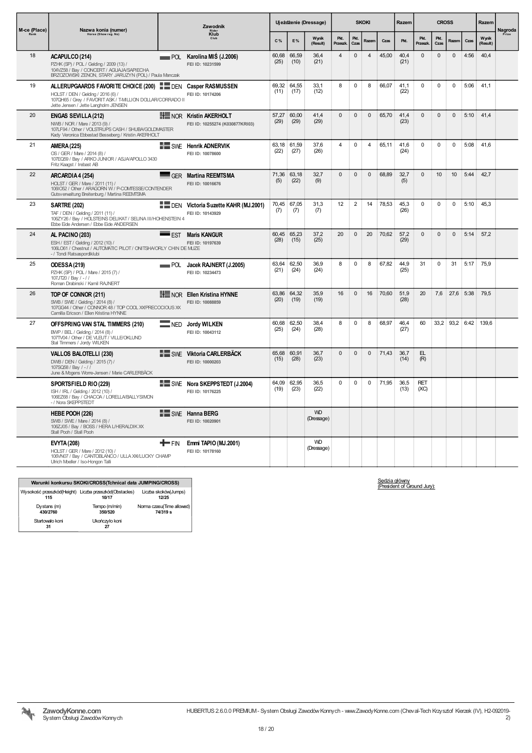| M-ce (Place) Rank | Nazwa konia (numer) Horse (Show reg. No) | Zawodnik Rider Klub Club | | Ujeżdżenie (Dressage) | | | SKOKI | | | | Razem | CROSS | | | | Razem | Nagroda Prize |
|---|---|---|---|---|---|---|---|---|---|---|---|---|---|---|---|---|---|
| | | | | C % | E % | Wynik (Result) | Pkt. Przeszk. | Pkt. Czas | Razem | Czas | Pkt. | Pkt. Przeszk. | Pkt. Czas | Razem | Czas | Wynik (Result) | |
| 18 | **ACAPULCO (214)** PZHK (SP) / POL / Gelding / 2009 (13) / 104VZ58 / Bay / CONCERT / AGUAJA/SAPIECHA BRZOZOWSKI ZENON, STARY JARUZYN (POL) / Paula Manczak | POL | **Karolina MIŚ (J.2006)** FEI ID: 10231599 | 60,68 (25) | 66,59 (10) | 36,4 (21) | 4 | 0 | 4 | 45,00 | 40,4 (21) | 0 | 0 | 0 | 4:56 | 40,4 | |
| 19 | **ALLERUPGAARDS FAVORITE CHOICE (200)** HOLST / DEN / Gelding / 2016 (6) / 107QH65 / Grey / FAVORIT ASK / T-MILLION DOLLAR/CORRADO II Jette Jensen / Jette Langholm JENSEN | DEN | **Casper RASMUSSEN** FEI ID: 10174206 | 69,32 (11) | 64,55 (17) | 33,1 (12) | 8 | 0 | 8 | 66,07 | 41,1 (22) | 0 | 0 | 0 | 5:06 | 41,1 | |
| 20 | **ENGAS SEVILLA (212)** NWB / NOR / Mare / 2013 (9) / 107LF94 / Other / VOLSTRUPS CASH / SHUBA/GOLDMASTER Kady Veronica Ebbestad Besseberg / Kristin AKERHOLT | NOR | **Kristin AKERHOLT** FEI ID: 10255274 (K030877KRI03) | 57,27 (29) | 60,00 (29) | 41,4 (29) | 0 | 0 | 0 | 65,70 | 41,4 (23) | 0 | 0 | 0 | 5:10 | 41,4 | |
| 21 | **AMERA (225)** OS / GER / Mare / 2014 (8) / 107EQ59 / Bay / ARKO JUNIOR / ASJA/APOLLO 3430 Fritz Kaagst / Irebast AB | SWE | **Henrik ADNERVIK** FEI ID: 10078600 | 63,18 (22) | 61,59 (27) | 37,6 (26) | 4 | 0 | 4 | 65,11 | 41,6 (24) | 0 | 0 | 0 | 5:08 | 41,6 | |
| 22 | **ARCARDIA 4 (254)** HOLST / GER / Mare / 2011 (11) / 106IO52 / Other / ARAGORN W / P-COMTESSE/CONTENDER Gutsverwaltung Breitenburg / Martina REEMTSMA | GER | **Martina REEMTSMA** FEI ID: 10016676 | 71,36 (5) | 63,18 (22) | 32,7 (9) | 0 | 0 | 0 | 68,89 | 32,7 (5) | 0 | 10 | 10 | 5:44 | 42,7 | |
| 23 | **SARTRE (202)** TAF / DEN / Gelding / 2011 (11) / 106ZY26 / Bay / HOLSTEINS DELIKAT / SELINA III/HOHENSTEIN 4 Ebbe Eide Andersen / Ebbe Eide ANDERSEN | DEN | **Victoria Suzette KAHR (MJ.2001)** FEI ID: 10143929 | 70,45 (7) | 67,05 (7) | 31,3 (7) | 12 | 2 | 14 | 78,53 | 45,3 (26) | 0 | 0 | 0 | 5:10 | 45,3 | |
| 24 | **AL PACINO (203)** ESH / EST / Gelding / 2012 (10) / 106LO61 / Chestnut / AUTOMATIC PILOT / ONITSHA/ORLY CHIN DE MUZE - / Tondi Ratsaspordiklubi | EST | **Maris KANGUR** FEI ID: 10197639 | 60,45 (28) | 65,23 (15) | 37,2 (25) | 20 | 0 | 20 | 70,62 | 57,2 (29) | 0 | 0 | 0 | 5:14 | 57,2 | |
| 25 | **ODESSA (219)** PZHK (SP) / POL / Mare / 2015 (7) / 107JT20 / Bay / - / / Roman Drabinski / Kamil RAJNERT | POL | **Jacek RAJNERT (J.2005)** FEI ID: 10234473 | 63,64 (21) | 62,50 (24) | 36,9 (24) | 8 | 0 | 8 | 67,82 | 44,9 (25) | 31 | 0 | 31 | 5:17 | 75,9 | |
| 26 | **TOP OF CONNOR (211)** SWB / SWE / Gelding / 2014 (8) / 107GG44 / Other / CONNOR 48 / TOP COOL XX/PRECOCIOUS XX Camilla Ericson / Ellen Kristina HYNNE | NOR | **Ellen Kristina HYNNE** FEI ID: 10088859 | 63,86 (20) | 64,32 (19) | 35,9 (19) | 16 | 0 | 16 | 70,60 | 51,9 (28) | 20 | 7,6 | 27,6 | 5:38 | 79,5 | |
| 27 | **OFFSPRING VAN STAL TIMMERS (210)** BWP / BEL / Gelding / 2014 (8) / 107TV04 / Other / DE VLEUT / VILLE/OKLUND Stal Timmers / Jordy WILKEN | NED | **Jordy WILKEN** FEI ID: 10043112 | 60,68 (25) | 62,50 (24) | 38,4 (28) | 8 | 0 | 8 | 68,97 | 46,4 (27) | 60 | 33,2 | 93,2 | 6:42 | 139,6 | |
| | **VALLOS BALOTELLI (230)** DWB / DEN / Gelding / 2015 (7) / 107SQ58 / Bay / - / / June & Mogens Worre-Jensen / Marie CARLERBÄCK | SWE | **Viktoria CARLERBÄCK** FEI ID: 10000203 | 65,68 (15) | 60,91 (28) | 36,7 (23) | 0 | 0 | 0 | 71,43 | 36,7 (14) | EL (R) | | | | | |
| | **SPORTSFIELD RIO (229)** ISH / IRL / Gelding / 2012 (10) / 106EZ68 / Bay / CHACOA / LORELLA/BALLYSIMON - / Nora SKEPPSTEDT | SWE | **Nora SKEPPSTEDT (J.2004)** FEI ID: 10176225 | 64,09 (19) | 62,95 (23) | 36,5 (22) | 0 | 0 | 0 | 71,95 | 36,5 (13) | RET (XC) | | | | | |
| | **HEBE POOH (226)** SWB / SWE / Mare / 2014 (8) / 106ZJ05 / Bay / BOSS / HERA L/HERALDIK XX Stall Pooh / Stall Pooh | SWE | **Hanna BERG** FEI ID: 10020901 | | | WD (Dressage) | | | | | | | | | | | |
| | **EVYTA (208)** HOLST / GER / Mare / 2012 (10) / 106VN07 / Bay / CANTOBLANCO / ULLA XXI/LUCKY CHAMP Ulrich Moeller / Iso-Hongon Talli | FIN | **Emmi TAPIO (MJ.2001)** FEI ID: 10178160 | | | WD (Dressage) | | | | | | | | | | | |

| Warunki konkursu SKOKI/CROSS(Tchnical data JUMPING/CROSS) | | |
|---|---|---|
| Wysokość przeszkód(Height) 115 | Liczba przeszkód(Obstacles) 10/17 | Liczba skoków(Jumps) 12/25 |
| Dystans (m) 430/2760 | Tempo (m/min) 350/520 | Norma czasu(Time allowed) 74/319 s |
| Startowało koni 31 | Ukończyło koni 27 | |

Sedzia główny
(President of Ground Jury):

ZawodyKonne.com
System Obsługi Zawodów Konnych

HUBERTUS 2.6.0.0 PREMIUM - System Obsługi Zawodów Konnych - www.ZawodyKonne.com (Cheval-Tech Krzysztof Kierzek (IV), H2-092019-2)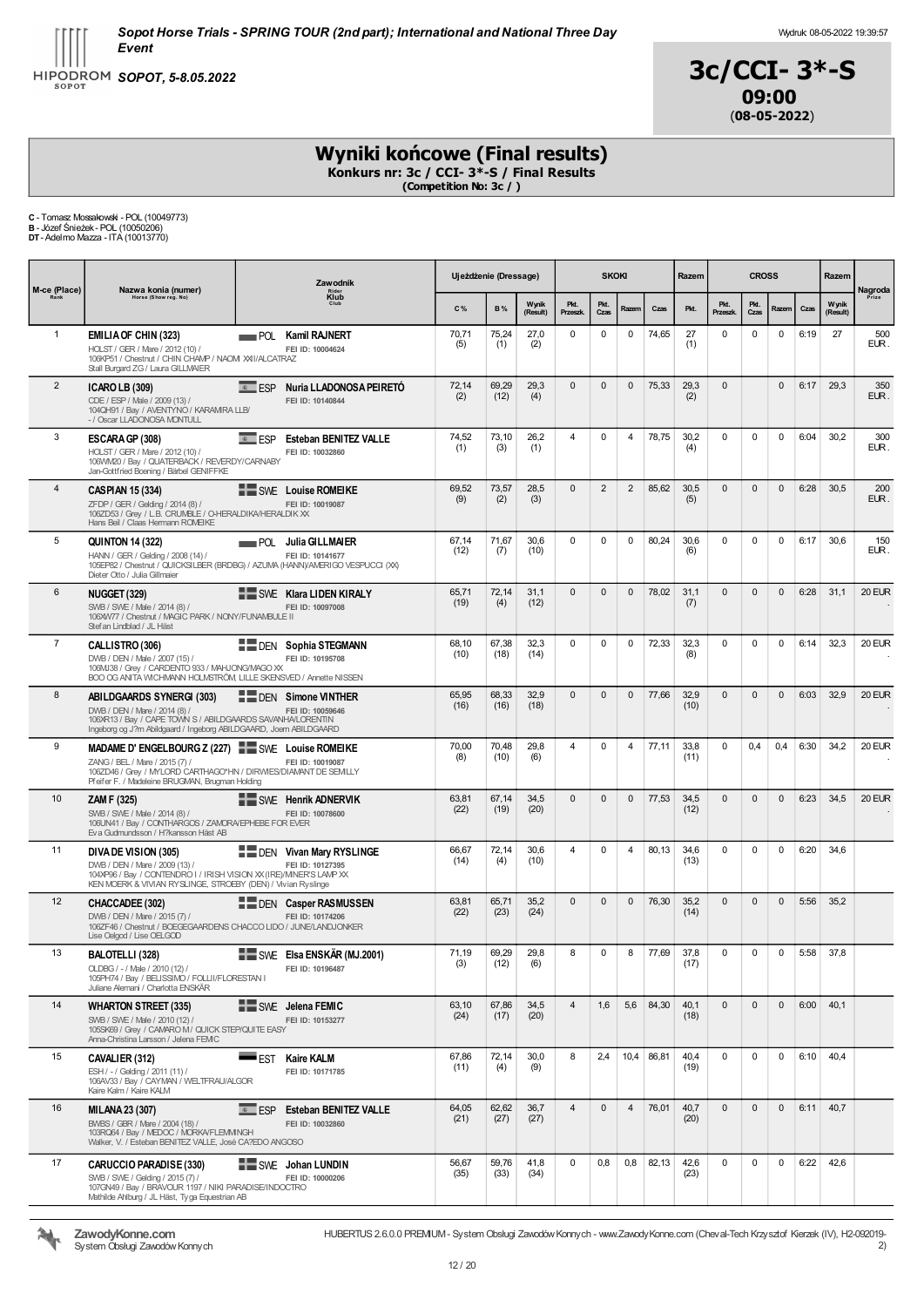**Sopot Horse Trials - SPRING TOUR (2nd part); International and National Three Day Event**

**SOPOT, 5-8.05.2022**

Wydruk: 08-05-2022 19:39:57

# 3c/CCI- 3*-S

**09:00**
(**08-05-2022**)

## Wyniki końcowe (Final results)

**Konkurs nr: 3c / CCI- 3*-S / Final Results**
**(Competition No: 3c / )**

**C** - Tomasz Mossakowski - POL (10049773)
**B** - Józef Śnieżek - POL (10050206)
**DT** - Adelmo Mazza - ITA (10013770)

| M-ce (Place) Rank | Nazwa konia (numer) Horse (Show reg. No) | Zawodnik Rider Klub Club | Ujeżdżenie (Dressage) C % | B % | Wynik (Result) | SKOKI Pkt. Przeszk. | Pkt. Czas | Razem | Czas | Razem Pkt. | CROSS Pkt. Przeszk. | Pkt. Czas | Razem | Czas | Razem Wynik (Result) | Nagroda Prize |
|---|---|---|---|---|---|---|---|---|---|---|---|---|---|---|---|---|
| 1 | **EMILIA OF CHIN (323)** HOLST / GER / Mare / 2012 (10) / 106KP51 / Chestnut / CHIN CHAMP / NAOMI XXI/ALCATRAZ Stall Burgard ZG / Laura GILLMAIER | POL **Kamil RAJNERT** FEI ID: 10004624 | 70,71 (5) | 75,24 (1) | 27,0 (2) | 0 | 0 | 0 | 74,65 | 27 (1) | 0 | 0 | 0 | 6:19 | 27 | 500 EUR. |
| 2 | **ICARO LB (309)** CDE / ESP / Male / 2009 (13) / 104QH91 / Bay / AVENTYNO / KARAMIRA LLB/ - / Oscar LLADONOSA MONTULL | ESP **Nuria LLADONOSA PEIRETÓ** FEI ID: 10140844 | 72,14 (2) | 69,29 (12) | 29,3 (4) | 0 | 0 | 0 | 75,33 | 29,3 (2) | 0 | | 0 | 6:17 | 29,3 | 350 EUR. |
| 3 | **ESCARA GP (308)** HOLST / GER / Mare / 2012 (10) / 106WM20 / Bay / QUATERBACK / REVERDY/CARNABY Jan-Gottfried Boening / Bärbel GENIFFKE | ESP **Esteban BENITEZ VALLE** FEI ID: 10032860 | 74,52 (1) | 73,10 (3) | 26,2 (1) | 4 | 0 | 4 | 78,75 | 30,2 (4) | 0 | 0 | 0 | 6:04 | 30,2 | 300 EUR. |
| 4 | **CASPIAN 15 (334)** ZFDP / GER / Gelding / 2014 (8) / 106ZD53 / Grey / L.B. CRUMBLE / O-HERALDIKA/HERALDIK XX Hans Beil / Claas Hermann ROMEIKE | SWE **Louise ROMEIKE** FEI ID: 10019087 | 69,52 (9) | 73,57 (2) | 28,5 (3) | 0 | 2 | 2 | 85,62 | 30,5 (5) | 0 | 0 | 0 | 6:28 | 30,5 | 200 EUR. |
| 5 | **QUINTON 14 (322)** HANN / GER / Gelding / 2008 (14) / 105EP82 / Chestnut / QUICKSILBER (BRDBG) / AZUMA (HANN)/AMERIGO VESPUCCI (XX) Dieter Otto / Julia Gillmaier | POL **Julia GILLMAIER** FEI ID: 10141677 | 67,14 (12) | 71,67 (7) | 30,6 (10) | 0 | 0 | 0 | 80,24 | 30,6 (6) | 0 | 0 | 0 | 6:17 | 30,6 | 150 EUR. |
| 6 | **NUGGET (329)** SWB / SWE / Male / 2014 (8) / 106XW77 / Chestnut / MAGIC PARK / NONY/FUNAMBULE II Stefan Lindblad / JL Häst | SWE **Klara LIDEN KIRALY** FEI ID: 10097008 | 65,71 (19) | 72,14 (4) | 31,1 (12) | 0 | 0 | 0 | 78,02 | 31,1 (7) | 0 | 0 | 0 | 6:28 | 31,1 | 20 EUR. |
| 7 | **CALLISTRO (306)** DWB / DEN / Male / 2007 (15) / 106MJ38 / Grey / CARDENTO 933 / MAHJONG/MAGO XX BOO OG ANITA WICHMANN HOLMSTRÖM, LILLE SKENSVED / Annette NISSEN | DEN **Sophia STEGMANN** FEI ID: 10195708 | 68,10 (10) | 67,38 (18) | 32,3 (14) | 0 | 0 | 0 | 72,33 | 32,3 (8) | 0 | 0 | 0 | 6:14 | 32,3 | 20 EUR. |
| 8 | **ABILDGAARDS SYNERGI (303)** DWB / DEN / Mare / 2014 (8) / 106XR13 / Bay / CAPE TOWN S / ABILDGAARDS SAVANHA/LORENTIN Ingeborg og J?rn Abildgaard / Ingeborg ABILDGAARD, Joern ABILDGAARD | DEN **Simone VINTHER** FEI ID: 10059646 | 65,95 (16) | 68,33 (16) | 32,9 (18) | 0 | 0 | 0 | 77,66 | 32,9 (10) | 0 | 0 | 0 | 6:03 | 32,9 | 20 EUR. |
| 9 | **MADAME D' ENGELBOURG Z (227)** ZANG / BEL / Mare / 2015 (7) / 106ZD46 / Grey / MYLORD CARTHAGO*HN / DIRWIES/DIAMANT DE SEMILLY Pfeifer F. / Madeleine BRUGMAN, Brugman Holding | SWE **Louise ROMEIKE** FEI ID: 10019087 | 70,00 (8) | 70,48 (10) | 29,8 (6) | 4 | 0 | 4 | 77,11 | 33,8 (11) | 0 | 0,4 | 0,4 | 6:30 | 34,2 | 20 EUR. |
| 10 | **ZAM F (325)** SWB / SWE / Male / 2014 (8) / 106UN41 / Bay / CONTHARGOS / ZAMORA/EPHEBE FOR EVER Eva Gudmundsson / H?kansson Häst AB | SWE **Henrik ADNERVIK** FEI ID: 10078600 | 63,81 (22) | 67,14 (19) | 34,5 (20) | 0 | 0 | 0 | 77,53 | 34,5 (12) | 0 | 0 | 0 | 6:23 | 34,5 | 20 EUR. |
| 11 | **DIVA DE VISION (305)** DWB / DEN / Mare / 2009 (13) / 104XP96 / Bay / CONTENDRO I / IRISH VISION XX (IRE)/MINER'S LAMP XX KEN MOERK & VIVIAN RYSLINGE, STROEBY (DEN) / Vivian Ryslinge | DEN **Vivan Mary RYSLINGE** FEI ID: 10127395 | 66,67 (14) | 72,14 (4) | 30,6 (10) | 4 | 0 | 4 | 80,13 | 34,6 (13) | 0 | 0 | 0 | 6:20 | 34,6 | |
| 12 | **CHACCADEE (302)** DWB / DEN / Mare / 2015 (7) / 106ZF46 / Chestnut / BOEGEGAARDENS CHACCO LIDO / JUNE/LANDJONKER Lise Oelgod / Lise OELGOD | DEN **Casper RASMUSSEN** FEI ID: 10174206 | 63,81 (22) | 65,71 (23) | 35,2 (24) | 0 | 0 | 0 | 76,30 | 35,2 (14) | 0 | 0 | 0 | 5:56 | 35,2 | |
| 13 | **BALOTELLI (328)** OLDBG / - / Male / 2010 (12) / 105PH74 / Bay / BELISSIMO / FOLLII/FLORESTAN I Juliane Alemani / Charlotta ENSKÄR | SWE **Elsa ENSKÄR (MJ.2001)** FEI ID: 10196487 | 71,19 (3) | 69,29 (12) | 29,8 (6) | 8 | 0 | 8 | 77,69 | 37,8 (17) | 0 | 0 | 0 | 5:58 | 37,8 | |
| 14 | **WHARTON STREET (335)** SWB / SWE / Male / 2010 (12) / 105SK69 / Grey / CAMARO M / QUICK STEP/QUITE EASY Anna-Christina Larsson / Jelena FEMIC | SWE **Jelena FEMIC** FEI ID: 10153277 | 63,10 (24) | 67,86 (17) | 34,5 (20) | 4 | 1,6 | 5,6 | 84,30 | 40,1 (18) | 0 | 0 | 0 | 6:00 | 40,1 | |
| 15 | **CAVALIER (312)** ESH / - / Gelding / 2011 (11) / 106AV33 / Bay / CAYMAN / WELTFRAU/ALGOR Kaire Kalm / Kaire KALM | EST **Kaire KALM** FEI ID: 10171785 | 67,86 (11) | 72,14 (4) | 30,0 (9) | 8 | 2,4 | 10,4 | 86,81 | 40,4 (19) | 0 | 0 | 0 | 6:10 | 40,4 | |
| 16 | **MILANA 23 (307)** BWBS / GBR / Mare / 2004 (18) / 103RQ64 / Bay / MEDOC / MORKA/FLEMMINGH Walker, V. / Esteban BENITEZ VALLE, José CA?EDO ANGOSO | ESP **Esteban BENITEZ VALLE** FEI ID: 10032860 | 64,05 (21) | 62,62 (27) | 36,7 (27) | 4 | 0 | 4 | 76,01 | 40,7 (20) | 0 | 0 | 0 | 6:11 | 40,7 | |
| 17 | **CARUCCIO PARADISE (330)** SWB / SWE / Gelding / 2015 (7) / 107GN49 / Bay / BRAVOUR 1197 / NIKI PARADISE/INDOCTRO Mathilde Ahlburg / JL Häst, Tyga Equestrian AB | SWE **Johan LUNDIN** FEI ID: 10000206 | 56,67 (35) | 59,76 (33) | 41,8 (34) | 0 | 0,8 | 0,8 | 82,13 | 42,6 (23) | 0 | 0 | 0 | 6:22 | 42,6 | |

ZawodyKonne.com System Obsługi Zawodów Konnych

HUBERTUS 2.6.0.0 PREMIUM - System Obsługi Zawodów Konnych - www.ZawodyKonne.com (Cheval-Tech Krzysztof Kierzek (IV), H2-092019-2)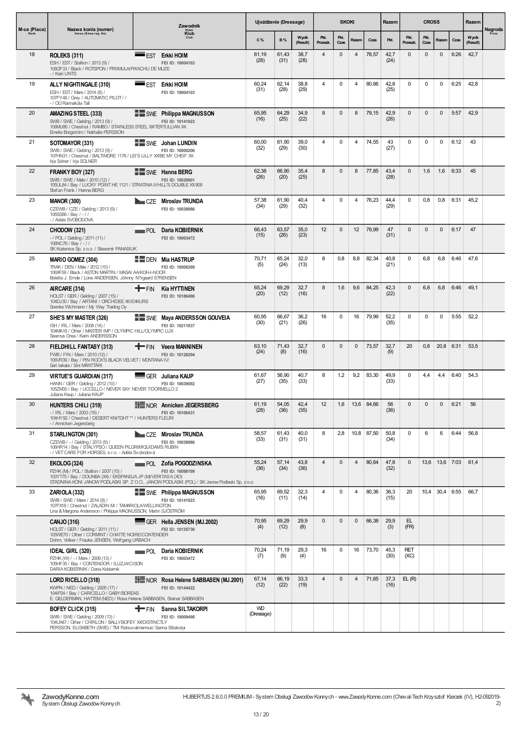| M-ce (Place) Rank | Nazwa konia (numer) Horse (Show reg. No) | Zawodnik Rider Klub Club | Ujeżdżenie (Dressage) | | | SKOKI | | | | Razem | CROSS | | | | Razem | Nagroda Prize |
|---|---|---|---|---|---|---|---|---|---|---|---|---|---|---|---|---|
| | | | C % | B % | Wynik (Result) | Pkt. Przeszk. | Pkt. Czas | Razem | Czas | Pkt. | Pkt. Przeszk. | Pkt. Czas | Razem | Czas | Wynik (Result) | |
| 18 | **ROLEKS (311)** ESH / EST / Stallion / 2013 (9) / 106OF33 / Black / ROTSPON / PRIIMULA/PIKACHU DE MUZE - / Kairi LINTS | EST **Erkki HOIM** FEI ID: 10004103 | 61,19 (28) | 61,43 (31) | 38,7 (28) | 4 | 0 | 4 | 78,57 | 42,7 (24) | 0 | 0 | 0 | 6:26 | 42,7 | |
| 19 | **ALLY NIGHTINGALE (310)** ESH / EST / Mare / 2014 (8) / 107FY48 / Grey / AUTOMATIC PILOT / / - / OÜ Rannaküla Tall | EST **Erkki HOIM** FEI ID: 10004103 | 60,24 (31) | 62,14 (28) | 38,8 (29) | 4 | 0 | 4 | 80,66 | 42,8 (25) | 0 | 0 | 0 | 6:25 | 42,8 | |
| 20 | **AMAZING STEEL (333)** SWB / SWE / Gelding / 2013 (9) / 106MU86 / Chestnut / RAMBO / STAINLESS STEEL XX/TERTULLIAN XX Emelie Borgström / Nathalie PERSSON | SWE **Philippa MAGNUSSON** FEI ID: 10141923 | 65,95 (16) | 64,29 (25) | 34,9 (22) | 8 | 0 | 8 | 79,15 | 42,9 (26) | 0 | 0 | 0 | 5:57 | 42,9 | |
| 21 | **SOTOMAYOR (331)** SWB / SWE / Gelding / 2013 (9) / 107HN31 / Chestnut / BALTIMORE 1178 / LEI'S LILLY XX/BE MY CHEIF XX Irja Solner / Irja SOLNER | SWE **Johan LUNDIN** FEI ID: 10000206 | 60,00 (32) | 61,90 (29) | 39,0 (30) | 4 | 0 | 4 | 74,55 | 43 (27) | 0 | 0 | 0 | 6:12 | 43 | |
| 22 | **FRANKY BOY (327)** SWB / SWE / Male / 2010 (12) / 105UL84 / Bay / LUCKY POINT HE 1121 / STRATINA II/HILL'S DOUBLE XX 809 Stefan Frank / Hanna BERG | SWE **Hanna BERG** FEI ID: 10020901 | 62,38 (26) | 66,90 (20) | 35,4 (25) | 8 | 0 | 8 | 77,85 | 43,4 (28) | 0 | 1,6 | 1,6 | 6:33 | 45 | |
| 23 | **MANOR (300)** CZEWB / CZE / Gelding / 2013 (9) / 106SS86 / Bay / - / / - / Adela SVOBODOVA | CZE **Miroslav TRUNDA** FEI ID: 10038986 | 57,38 (34) | 61,90 (29) | 40,4 (32) | 4 | 0 | 4 | 76,23 | 44,4 (29) | 0 | 0,8 | 0,8 | 6:31 | 45,2 | |
| 24 | **CHODOW (321)** - / POL / Gelding / 2011 (11) / 106NC76 / Bay / - / / SK Kozienice Sp. z o.o. / Slawomir PANASIUK | POL **Daria KOBIERNIK** FEI ID: 10003472 | 66,43 (15) | 63,57 (26) | 35,0 (23) | 12 | 0 | 12 | 76,99 | 47 (31) | 0 | 0 | 0 | 6:17 | 47 | |
| 25 | **MARIO GOMEZ (304)** TRAK / DEN / Male / 2012 (10) / 106XF59 / Black / ASTON MARTIN / MASAI AA/KOH-I-NOOR Bolette J. Emde / Lone ANDERSEN, Johnny N?rgaard S?RENSEN | DEN **Mia HASTRUP** FEI ID: 10008269 | 70,71 (5) | 65,24 (24) | 32,0 (13) | 8 | 0,8 | 8,8 | 82,34 | 40,8 (21) | 0 | 6,8 | 6,8 | 6:46 | 47,6 | |
| 26 | **AIRCARE (314)** HOLST / GER / Gelding / 2007 (15) / 104DJ30 / Bay / ARTANI / ORCHIDEE XII/EXKURS Soenke Wichmann / My Way Trading Oy | FIN **Kia HYTTINEN** FEI ID: 10186496 | 65,24 (20) | 69,29 (12) | 32,7 (16) | 8 | 1,6 | 9,6 | 84,25 | 42,3 (22) | 0 | 6,8 | 6,8 | 6:46 | 49,1 | |
| 27 | **SHE'S MY MASTER (326)** ISH / IRL / Mare / 2008 (14) / 104MA18 / Other / MASTER IMP / OLYMPIC HILL/OLYMPIC LUX Seamus Drea / Karin ANDERSSON | SWE **Maya ANDERSSON GOUVEIA** FEI ID: 10211837 | 60,95 (30) | 66,67 (21) | 36,2 (26) | 16 | 0 | 16 | 79,99 | 52,2 (35) | 0 | 0 | 0 | 5:55 | 52,2 | |
| 28 | **FIELDHILL FANTASY (313)** FWB / FIN / Mare / 2010 (12) / 106VR39 / Bay / PIN ROCK'S BLACK VELVET / MONTANA IV/ Sari takala / Sini MÄNTTÄRI | FIN **Veera MANNINEN** FEI ID: 10128294 | 63,10 (24) | 71,43 (8) | 32,7 (16) | 0 | 0 | 0 | 73,57 | 32,7 (9) | 20 | 0,8 | 20,8 | 6:31 | 53,5 | |
| 29 | **VIRTUE'S GUARDIAN (317)** HANN / GER / Gelding / 2012 (10) / 105ZM00 / Bay / UCCELLO / NEVER SAY NEVER 7/DORMELLO 2 Juliana Kaup / Juliana KAUP | GER **Juliana KAUP** FEI ID: 10039092 | 61,67 (27) | 56,90 (35) | 40,7 (33) | 8 | 1,2 | 9,2 | 83,30 | 49,9 (33) | 0 | 4,4 | 4,4 | 6:40 | 54,3 | |
| 30 | **HUNTERS CHILI (319)** - / IRL / Mare / 2003 (19) / 104HY92 / Chestnut / DESERT KNITGHT ** / HUNTERS FLEUR/ - / Annicken Jegersberg | NOR **Annicken JEGERSBERG** FEI ID: 10106431 | 61,19 (28) | 54,05 (36) | 42,4 (35) | 12 | 1,6 | 13,6 | 84,66 | 56 (36) | 0 | 0 | 0 | 6:21 | 56 | |
| 31 | **STARLINGTON (301)** CZEWB / - / Gelding / 2013 (9) / 106HR14 / Bay / STALYPSO / QUEEN PILGRIM/QUIDAM'S RUBIN - / VET CARE FOR HORSES, s.r.o. - Adéla Svobodová | CZE **Miroslav TRUNDA** FEI ID: 10038986 | 58,57 (33) | 61,43 (31) | 40,0 (31) | 8 | 2,8 | 10,8 | 87,50 | 50,8 (34) | 0 | 6 | 6 | 6:44 | 56,8 | |
| 32 | **EKOLOG (324)** FZHK (M) / POL / Stallion / 2007 (15) / 103YT75 / Bay / DOUNBA (XX) / EKSPANSJA JP (M)/VERITAS 6 (XO) STADNINA KONI JANOW PODLASKI SP. Z O.O., JANOW PODLASKI (POL) / SK Janow Podlaski Sp. z o.o. | POL **Zofia POGODZINSKA** FEI ID: 10098199 | 55,24 (36) | 57,14 (34) | 43,8 (36) | 4 | 0 | 4 | 80,64 | 47,8 (32) | 0 | 13,6 | 13,6 | 7:03 | 61,4 | |
| 33 | **ZARIOLA (332)** SWB / SWE / Mare / 2014 (8) / 107FX18 / Chestnut / ZALADIN M / TAMARIOLA/WELLINGTON Lina & Margona Andersson / Philippa MAGNUSSON, Martin SJÖSTRÖM | SWE **Philippa MAGNUSSON** FEI ID: 10141923 | 65,95 (16) | 69,52 (11) | 32,3 (14) | 4 | 0 | 4 | 80,36 | 36,3 (15) | 20 | 10,4 | 30,4 | 6:55 | 66,7 | |
| | **CANJO (316)** HOLST / GER / Gelding / 2011 (11) / 105WE70 / Other / CORMINT / CHATTE NOIRE/CONTENDER Dohrn, Volker / Frauke JENSEN, Wolfgang URBACH | GER **Hella JENSEN (MJ.2002)** FEI ID: 10135736 | 70,95 (4) | 69,29 (12) | 29,9 (8) | 0 | 0 | 0 | 66,38 | 29,9 (3) | EL (FR) | | | | | |
| | **IDEAL GIRL (320)** FZHK (W) / - / Mare / 2009 (13) / 105HF35 / Bay / CONTENDOR / ILUZJA/CISON DARIA KOBIERNIK / Daria Kobiernik | POL **Daria KOBIERNIK** FEI ID: 10003472 | 70,24 (7) | 71,19 (9) | 29,3 (4) | 16 | 0 | 16 | 73,70 | 45,3 (30) | RET (XC) | | | | | |
| | **LORD RICELLO (318)** KWPN / NED / Gelding / 2005 (17) / 104IP24 / Bay / CARICELLO / GABY/BOREAS E. GELDERMAN, HATTEM (NED) / Rosa Helene SABBASEN, Steinar SABBASEN | NOR **Rosa Helene SABBASEN (MJ.2001)** FEI ID: 10144422 | 67,14 (12) | 66,19 (22) | 33,3 (19) | 4 | 0 | 4 | 71,65 | 37,3 (16) | EL (R) | | | | | |
| | **BOFEY CLICK (315)** SWB / SWE / Gelding / 2009 (13) / 104UX47 / Other / CHIRLON / BALLYBOFEY XX/DISTINCTLY PERSSON, ELISABETH (SWE) / TMI Ratsuvalmennus/ Sanna Siltakorpi | FIN **Sanna SILTAKORPI** FEI ID: 10009498 | WD (Dressage) | | | | | | | | | | | | | |

ZawodyKonne.com System Obsługi Zawodów Konnych

HUBERTUS 2.6.0.0 PREMIUM - System Obsługi Zawodów Konnych - www.ZawodyKonne.com (Cheval-Tech Krzysztof Kierzek (IV), H2-092019-2)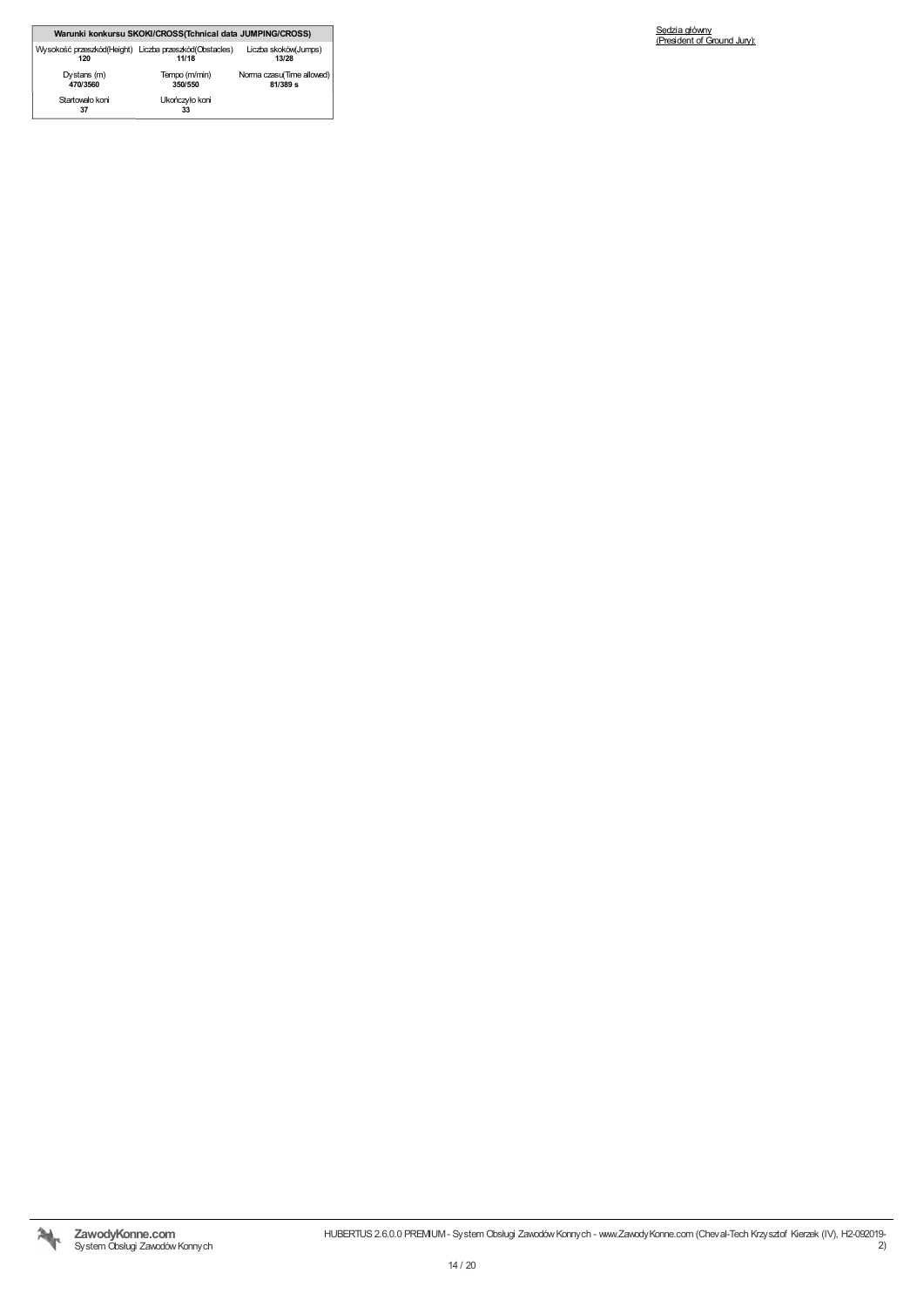| Warunki konkursu SKOKI/CROSS(Tchnical data JUMPING/CROSS) | | |
|---|---|---|
| Wysokość przeszkód(Height)<br>**120** | Liczba przeszkód(Obstacles)<br>**11/18** | Liczba skoków(Jumps)<br>**13/28** |
| Dystans (m)<br>**470/3560** | Tempo (m/min)<br>**350/550** | Norma czasu(Time allowed)<br>**81/389 s** |
| Startowało koni<br>**37** | Ukończyło koni<br>**33** | |

Sedzia główny
(President of Ground Jury):

**ZawodyKonne.com**
System Obsługi Zawodów Konnych

HUBERTUS 2.6.0.0 PREMIUM - System Obsługi Zawodów Konnych - www.ZawodyKonne.com (Cheval-Tech Krzysztof Kierzek (IV), H2-092019-2)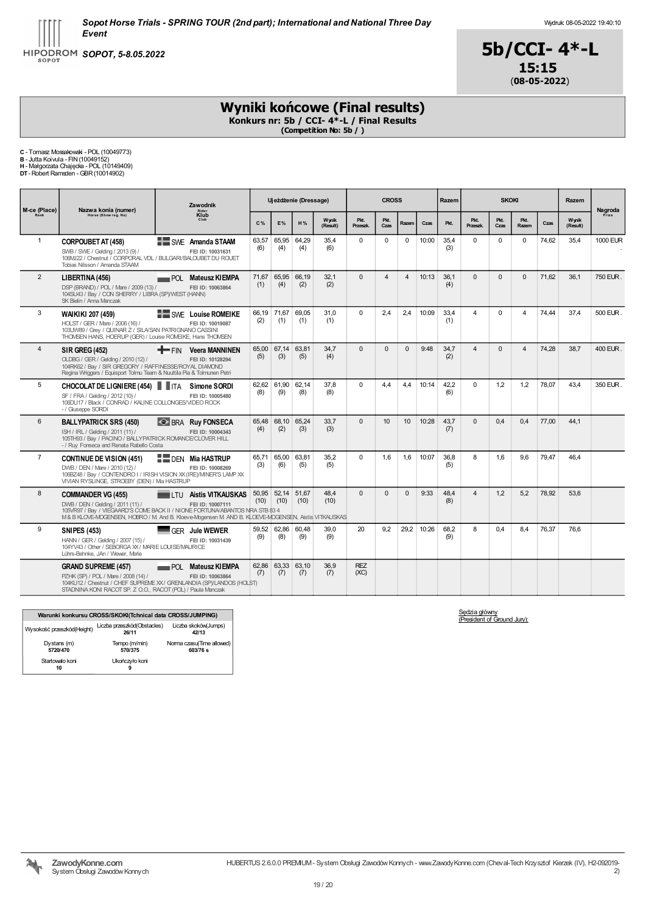**Sopot Horse Trials - SPRING TOUR (2nd part); International and National Three Day Event**

**SOPOT, 5-8.05.2022**

Wydruk: 08-05-2022 19:40:10

**5b/CCI- 4*-L**
**15:15**
(**08-05-2022**)

# Wyniki końcowe (Final results)

**Konkurs nr: 5b / CCI- 4*-L / Final Results**
**(Competition No: 5b / )**

**C** - Tomasz Mossakowski - POL (10049773)
**B** - Jutta Koivula - FIN (10049152)
**H** - Małgorzata Chajęcka - POL (10149409)
**DT** - Robert Ramsden - GBR (10014902)

| M-ce (Place) Rank | Nazwa konia (numer) Horse (Show reg. No) | Zawodnik Rider Klub Club | Ujeżdżenie (Dressage) | | | | CROSS | | | | Razem | SKOKI | | | | Razem | Nagroda Prize |
|---|---|---|---|---|---|---|---|---|---|---|---|---|---|---|---|---|---|
| | | | C % | E % | H % | Wynik (Result) | Pkt. Przeszk. | Pkt. Czas | Razem | Czas | Pkt. | Pkt. Przeszk. | Pkt. Czas | Pkt. Razem | Czas | Wynik (Result) | |
| 1 | **CORPOUBET AT (458)** SWB / SWE / Gelding / 2013 (9) / 106MJ22 / Chestnut / CORPORAL VDL / BULGARI/BALOUBET DU ROUET Tobias Nilsson / Amanda STAAM | SWE **Amanda STAAM** FEI ID: 10031631 | 63,57 (6) | 65,95 (4) | 64,29 (4) | 35,4 (6) | 0 | 0 | 0 | 10:00 | 35,4 (3) | 0 | 0 | 0 | 74,62 | 35,4 | 1000 EUR . |
| 2 | **LIBERTINA (456)** DSP (BRAND) / POL / Mare / 2009 (13) / 104SU43 / Bay / CON SHERRY / LIBRA (SP)/WEST (HANN) SK Bielin / Anna Manczak | POL **Mateusz KIEMPA** FEI ID: 10063864 | 71,67 (1) | 65,95 (4) | 66,19 (2) | 32,1 (2) | 0 | 4 | 4 | 10:13 | 36,1 (4) | 0 | 0 | 0 | 71,62 | 36,1 | 750 EUR . |
| 3 | **WAIKIKI 207 (459)** HOLST / GER / Mare / 2006 (16) / 103UW89 / Grey / QUINAR Z / SILA/SAN PATRIGNANO CASSINI THOMSEN HANS, HOERUP (GER) / Louise ROMEIKE, Hans THOMSEN | SWE **Louise ROMEIKE** FEI ID: 10019087 | 66,19 (2) | 71,67 (1) | 69,05 (1) | 31,0 (1) | 0 | 2,4 | 2,4 | 10:09 | 33,4 (1) | 4 | 0 | 4 | 74,44 | 37,4 | 500 EUR . |
| 4 | **SIR GREG (452)** OLDBG / GER / Gelding / 2010 (12) / 104RK62 / Bay / SIR GREGORY / RAFFINESSE/ROYAL DIAMOND Regina Wriggers / Equisport Tolmu Team & Nuuttila Pia & Tolmunen Petri | FIN **Veera MANNINEN** FEI ID: 10128294 | 65,00 (5) | 67,14 (3) | 63,81 (5) | 34,7 (4) | 0 | 0 | 0 | 9:48 | 34,7 (2) | 4 | 0 | 4 | 74,28 | 38,7 | 400 EUR . |
| 5 | **CHOCOLAT DE LIGNIERE (454)** SF / FRA / Gelding / 2012 (10) / 106DU17 / Black / CONRAD / KALINE COLLONGES/VIDEO ROCK - / Giuseppe SORDI | ITA **Simone SORDI** FEI ID: 10005480 | 62,62 (8) | 61,90 (9) | 62,14 (8) | 37,8 (8) | 0 | 4,4 | 4,4 | 10:14 | 42,2 (6) | 0 | 1,2 | 1,2 | 78,07 | 43,4 | 350 EUR . |
| 6 | **BALLYPATRICK SRS (450)** ISH / IRL / Gelding / 2011 (11) / 105TH93 / Bay / PACINO / BALLYPATRICK ROMANCE/CLOVER HILL - / Ruy Fonseca and Renata Rabello Costa | BRA **Ruy FONSECA** FEI ID: 10004343 | 65,48 (4) | 68,10 (2) | 65,24 (3) | 33,7 (3) | 0 | 10 | 10 | 10:28 | 43,7 (7) | 0 | 0,4 | 0,4 | 77,00 | 44,1 | |
| 7 | **CONTINUE DE VISION (451)** DWB / DEN / Mare / 2010 (12) / 106BZ48 / Bay / CONTENDRO I / IRISH VISION XX (IRE)/MINER'S LAMP XX VIVIAN RYSLINGE, STROEBY (DEN) / Mia HASTRUP | DEN **Mia HASTRUP** FEI ID: 10008269 | 65,71 (3) | 65,00 (6) | 63,81 (5) | 35,2 (5) | 0 | 1,6 | 1,6 | 10:07 | 36,8 (5) | 8 | 1,6 | 9,6 | 79,47 | 46,4 | |
| 8 | **COMMANDER VG (455)** DWB / DEN / Gelding / 2011 (11) / 105VR97 / Bay / VIEGAARD'S COME BACK II / NIONE FORTUNA/ABANTOS NRA STB 83 4 M & B KLOVE-MOGENSEN, HOBRO / M. And B. Kloeve-Mogensen M. AND B. KLOEVE-MOGENSEN, Aistis VITKAUSKAS | LTU **Aistis VITKAUSKAS** FEI ID: 10007111 | 50,95 (10) | 52,14 (10) | 51,67 (10) | 48,4 (10) | 0 | 0 | 0 | 9:33 | 48,4 (8) | 4 | 1,2 | 5,2 | 78,92 | 53,6 | |
| 9 | **SNIPES (453)** HANN / GER / Gelding / 2007 (15) / 104YV43 / Other / SEBORGA XX / MARIE LOUISE/MAURICE Lührs-Behnke, JAn / Wewer, Merle | GER **Jule WEWER** FEI ID: 10031439 | 59,52 (9) | 62,86 (8) | 60,48 (9) | 39,0 (9) | 20 | 9,2 | 29,2 | 10:26 | 68,2 (9) | 8 | 0,4 | 8,4 | 76,37 | 76,6 | |
| | **GRAND SUPREME (457)** PZHK (SP) / POL / Mare / 2008 (14) / 104KU12 / Chestnut / CHEF SUPREME XX / GRENLANDIA (SP)/LANDOS (HOLST) STADNINA KONI RACOT SP. Z O.O., RACOT (POL) / Paula Manczak | POL **Mateusz KIEMPA** FEI ID: 10063864 | 62,86 (7) | 63,33 (7) | 63,10 (7) | 36,9 (7) | REZ (XC) | | | | | | | | | | |

| Warunki konkursu CROSS/SKOKI(Tchnical data CROSS/JUMPING) | | |
|---|---|---|
| Wysokość przeszkód(Height) | Liczba przeszkód(Obstacles) **26/11** | Liczba skoków(Jumps) **42/13** |
| Dystans (m) **5720/470** | Tempo (m/min) **570/375** | Norma czasu(Time allowed) **603/76 s** |
| Startowało koni **10** | Ukończyło koni **9** | |

Sędzia główny
(President of Ground Jury):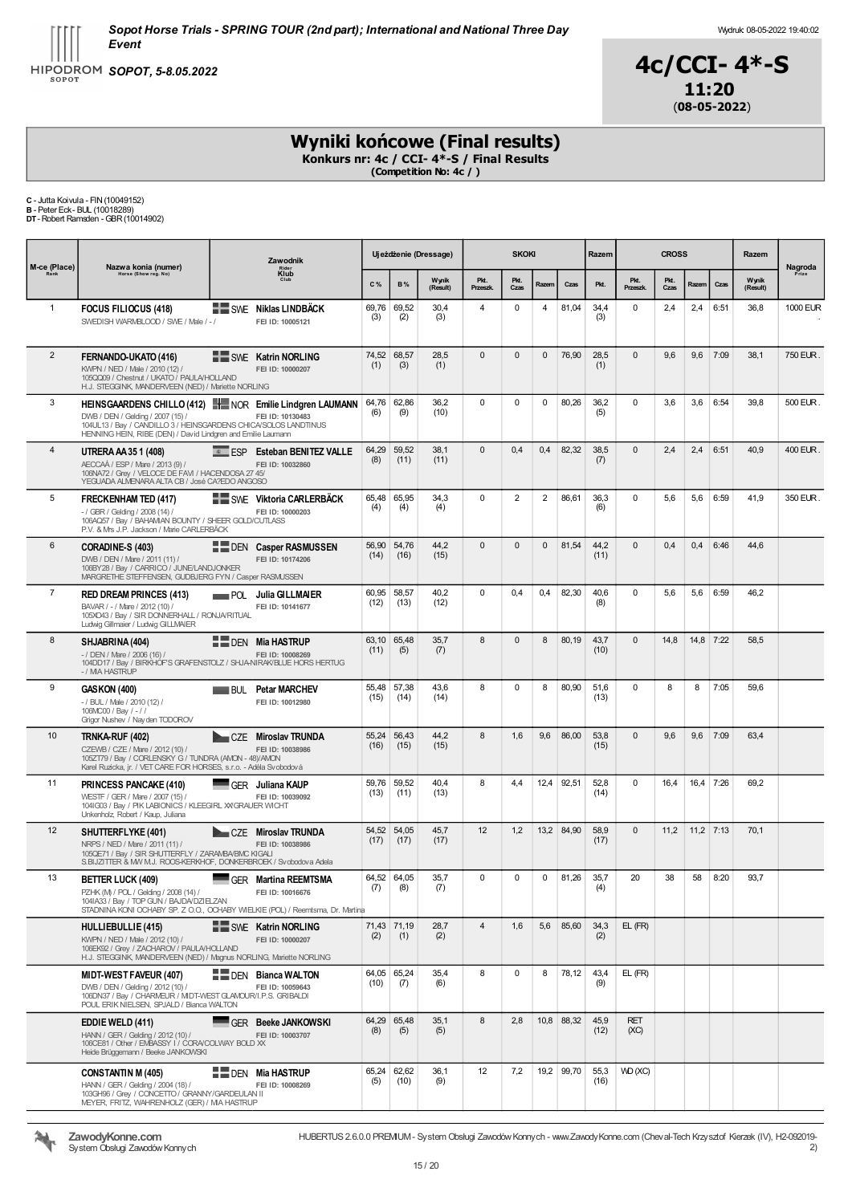Sopot Horse Trials - SPRING TOUR (2nd part); International and National Three Day Event

SOPOT, 5-8.05.2022

Wydruk: 08-05-2022 19:40:02

# 4c/CCI- 4*-S
**11:20**
(**08-05-2022**)

## Wyniki końcowe (Final results)
**Konkurs nr: 4c / CCI- 4*-S / Final Results**
**(Competition No: 4c / )**

**C** - Jutta Koivula - FIN (10049152)
**B** - Peter Eck - BUL (10018289)
**DT** - Robert Ramsden - GBR (10014902)

| M-ce (Place) Rank | Nazwa konia (numer) Horse (Show reg. No) | Zawodnik Rider Klub Club | Ujeżdżenie (Dressage) | | | SKOKI | | | | Razem | CROSS | | | | Razem | Nagroda Prize |
|---|---|---|---|---|---|---|---|---|---|---|---|---|---|---|---|---|
| | | | C % | B % | Wynik (Result) | Pkt. Przeszk. | Pkt. Czas | Razem | Czas | Pkt. | Pkt. Przeszk. | Pkt. Czas | Razem | Czas | Wynik (Result) | |
| 1 | **FOCUS FILIOCUS (418)** SWEDISH WARMBLOOD / SWE / Male / - / | SWE **Niklas LINDBÄCK** FEI ID: 10005121 | 69,76 (3) | 69,52 (2) | 30,4 (3) | 4 | 0 | 4 | 81,04 | 34,4 (3) | 0 | 2,4 | 2,4 | 6:51 | 36,8 | 1000 EUR |
| 2 | **FERNANDO-UKATO (416)** KWPN / NED / Male / 2010 (12) / 105QQ09 / Chestnut / UKATO / PAULA/HOLLAND H.J. STEGGINK, MANDERVEEN (NED) / Mariette NORLING | SWE **Katrin NORLING** FEI ID: 10000207 | 74,52 (1) | 68,57 (3) | 28,5 (1) | 0 | 0 | 0 | 76,90 | 28,5 (1) | 0 | 9,6 | 9,6 | 7:09 | 38,1 | 750 EUR |
| 3 | **HEINSGAARDENS CHILLO (412)** DWB / DEN / Gelding / 2007 (15) / 104UL13 / Bay / CANDILLO 3 / HEINSGARDENS CHICA/SOLOS LANDTINUS HENNING HEIN, RIBE (DEN) / David Lindgren and Emilie Laumann | NOR **Emilie Lindgren LAUMANN** FEI ID: 10130483 | 64,76 (6) | 62,86 (9) | 36,2 (10) | 0 | 0 | 0 | 80,26 | 36,2 (5) | 0 | 3,6 | 3,6 | 6:54 | 39,8 | 500 EUR |
| 4 | **UTRERA AA 35 1 (408)** AECCAÁ / ESP / Mare / 2013 (9) / 106NA72 / Grey / VELOCE DE FAVI / HACENDOSA 27 45/ YEGUADA ALMENARA ALTA CB / José CA?EDO ANGOSO | ESP **Esteban BENITEZ VALLE** FEI ID: 10032860 | 64,29 (8) | 59,52 (11) | 38,1 (11) | 0 | 0,4 | 0,4 | 82,32 | 38,5 (7) | 0 | 2,4 | 2,4 | 6:51 | 40,9 | 400 EUR |
| 5 | **FRECKENHAM TED (417)** - / GBR / Gelding / 2008 (14) / 106AQ57 / Bay / BAHAMIAN BOUNTY / SHEER GOLD/CUTLASS P.V. & Mrs J.P. Jackson / Marie CARLERBÄCK | SWE **Viktoria CARLERBÄCK** FEI ID: 10000203 | 65,48 (4) | 65,95 (4) | 34,3 (4) | 0 | 2 | 2 | 86,61 | 36,3 (6) | 0 | 5,6 | 5,6 | 6:59 | 41,9 | 350 EUR |
| 6 | **CORADINE-S (403)** DWB / DEN / Mare / 2011 (11) / 106BY28 / Bay / CARRICO / JUNE/LANDJONKER MARGRETHE STEFFENSEN, GUDBJERG FYN / Casper RASMUSSEN | DEN **Casper RASMUSSEN** FEI ID: 10174206 | 56,90 (14) | 54,76 (16) | 44,2 (15) | 0 | 0 | 0 | 81,54 | 44,2 (11) | 0 | 0,4 | 0,4 | 6:46 | 44,6 | |
| 7 | **RED DREAM PRINCES (413)** BAVAR / - / Mare / 2012 (10) / 105XD43 / Bay / SIR DONNERHALL / RONJA/RITUAL Ludwig Gillmaier / Ludwig GILLMAIER | POL **Julia GILLMAIER** FEI ID: 10141677 | 60,95 (12) | 58,57 (13) | 40,2 (12) | 0 | 0,4 | 0,4 | 82,30 | 40,6 (8) | 0 | 5,6 | 5,6 | 6:59 | 46,2 | |
| 8 | **SHJABRINA (404)** - / DEN / Mare / 2006 (16) / 104DD17 / Bay / BIRKHOF'S GRAFENSTOLZ / SHJA-NIRAK/BLUE HORS HERTUG - / MIA HASTRUP | DEN **Mia HASTRUP** FEI ID: 10008269 | 63,10 (11) | 65,48 (5) | 35,7 (7) | 8 | 0 | 8 | 80,19 | 43,7 (10) | 0 | 14,8 | 14,8 | 7:22 | 58,5 | |
| 9 | **GASKON (400)** - / BUL / Male / 2010 (12) / 106MC00 / Bay / - / / Grigor Nushev / Nayden TODOROV | BUL **Petar MARCHEV** FEI ID: 10012980 | 55,48 (15) | 57,38 (14) | 43,6 (14) | 8 | 0 | 8 | 80,90 | 51,6 (13) | 0 | 8 | 8 | 7:05 | 59,6 | |
| 10 | **TRNKA-RUF (402)** CZEWB / CZE / Mare / 2012 (10) / 105ZT79 / Bay / CORLENSKY G / TUNDRA (AMON - 48)/AMON Karel Ruzicka, jr. / VET CARE FOR HORSES, s.r.o. - Adéla Svobodová | CZE **Miroslav TRUNDA** FEI ID: 10038986 | 55,24 (16) | 56,43 (15) | 44,2 (15) | 8 | 1,6 | 9,6 | 86,00 | 53,8 (15) | 0 | 9,6 | 9,6 | 7:09 | 63,4 | |
| 11 | **PRINCESS PANCAKE (410)** WESTF / GER / Mare / 2007 (15) / 104IG03 / Bay / PIK LABIONICS / KLEEGIRL XX/GRAUER WICHT Unkenholz, Robert / Kaup, Juliana | GER **Juliana KAUP** FEI ID: 10039092 | 59,76 (13) | 59,52 (11) | 40,4 (13) | 8 | 4,4 | 12,4 | 92,51 | 52,8 (14) | 0 | 16,4 | 16,4 | 7:26 | 69,2 | |
| 12 | **SHUTTERFLYKE (401)** NRPS / NED / Mare / 2011 (11) / 105QE71 / Bay / SIR SHUTTERFLY / ZARAMBA/BMC KIGALI S.BIJZITTER & MW M.J. ROOS-KERKHOF, DONKERBROEK / Svobodova Adela | CZE **Miroslav TRUNDA** FEI ID: 10038986 | 54,52 (17) | 54,05 (17) | 45,7 (17) | 12 | 1,2 | 13,2 | 84,90 | 58,9 (17) | 0 | 11,2 | 11,2 | 7:13 | 70,1 | |
| 13 | **BETTER LUCK (409)** PZHK (M) / POL / Gelding / 2008 (14) / 104IA33 / Bay / TOP GUN / BAJDA/DZIELZAN STADNINA KONI OCHABY SP. Z O.O., OCHABY WIELKIE (POL) / Reemtsma, Dr. Martina | GER **Martina REEMTSMA** FEI ID: 10016676 | 64,52 (7) | 64,05 (8) | 35,7 (7) | 0 | 0 | 0 | 81,26 | 35,7 (4) | 20 | 38 | 58 | 8:20 | 93,7 | |
| | **HULLIEBULLIE (415)** KWPN / NED / Male / 2012 (10) / 106EK92 / Grey / ZACHAROV / PAULA/HOLLAND H.J. STEGGINK, MANDERVEEN (NED) / Magnus NORLING, Mariette NORLING | SWE **Katrin NORLING** FEI ID: 10000207 | 71,43 (2) | 71,19 (1) | 28,7 (2) | 4 | 1,6 | 5,6 | 85,60 | 34,3 (2) | EL (FR) | | | | | |
| | **MIDT-WEST FAVEUR (407)** DWB / DEN / Gelding / 2012 (10) / 106DN37 / Bay / CHARMEUR / MIDT-WEST GLAMOUR/I.P.S. GRIBALDI POUL ERIK NIELSEN, SPJALD / Bianca WALTON | DEN **Bianca WALTON** FEI ID: 10059643 | 64,05 (10) | 65,24 (7) | 35,4 (6) | 8 | 0 | 8 | 78,12 | 43,4 (9) | EL (FR) | | | | | |
| | **EDDIE WELD (411)** HANN / GER / Gelding / 2012 (10) / 106CE81 / Other / EMBASSY I / CORA/COLWAY BOLD XX Heide Brüggemann / Beeke JANKOWSKI | GER **Beeke JANKOWSKI** FEI ID: 10003707 | 64,29 (8) | 65,48 (5) | 35,1 (5) | 8 | 2,8 | 10,8 | 88,32 | 45,9 (12) | RET (XC) | | | | | |
| | **CONSTANTIN M (405)** HANN / GER / Gelding / 2004 (18) / 103GH96 / Grey / CONCETTO / GRANNY/GARDEULAN II MEYER, FRITZ, WAHRENHOLZ (GER) / MIA HASTRUP | DEN **Mia HASTRUP** FEI ID: 10008269 | 65,24 (5) | 62,62 (10) | 36,1 (9) | 12 | 7,2 | 19,2 | 99,70 | 55,3 (16) | WD (XC) | | | | | |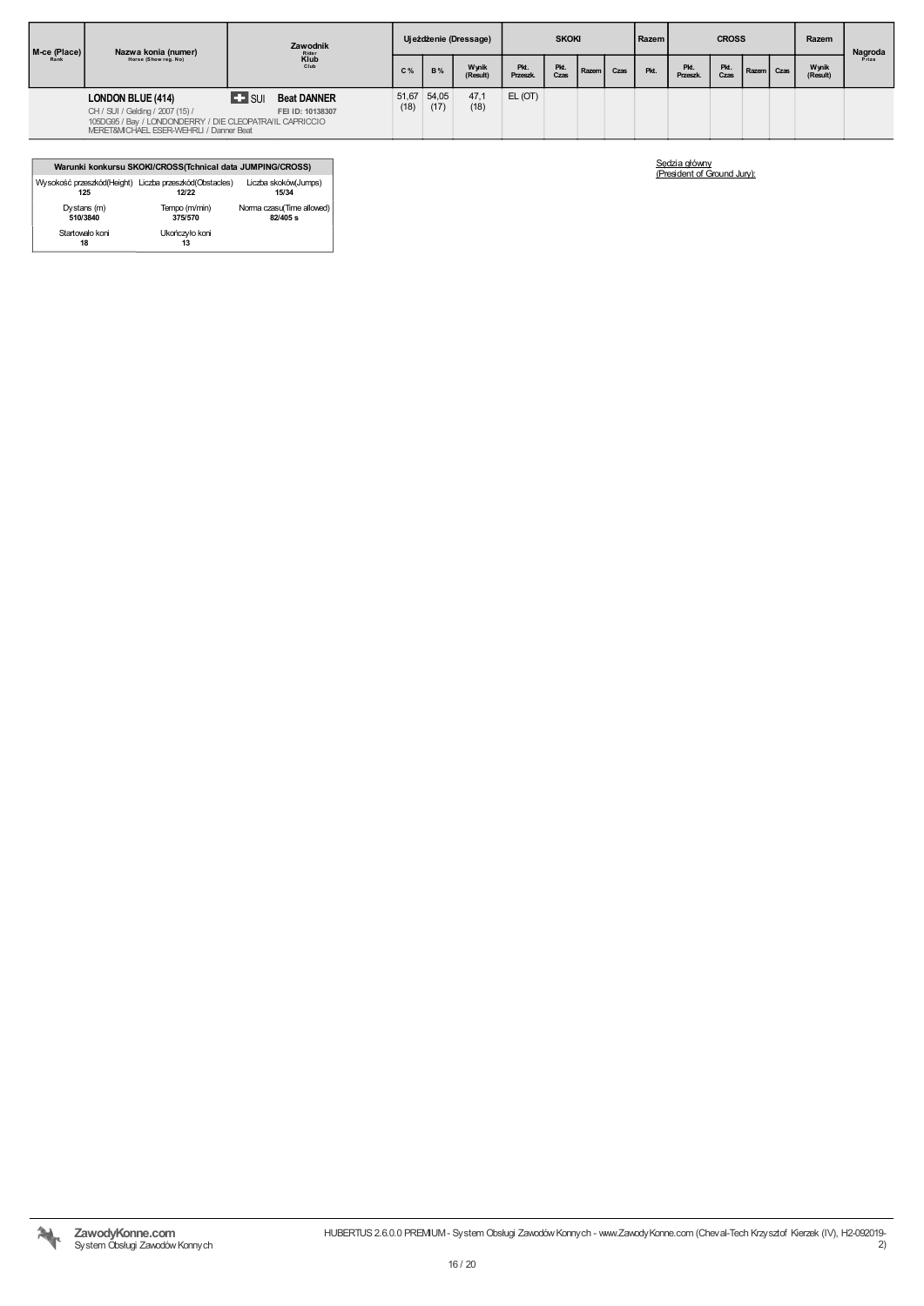| M-ce (Place) Rank | Nazwa konia (numer) Horse (Show reg. No) | Zawodnik Rider Klub Club | Ujeżdżenie (Dressage) | | | SKOKI | | | | Razem | CROSS | | | | Razem | Nagroda Prize |
|---|---|---|---|---|---|---|---|---|---|---|---|---|---|---|---|---|
| | | | C % | B % | Wynik (Result) | Pkt. Przeszk. | Pkt. Czas | Razem | Czas | Pkt. | Pkt. Przeszk. | Pkt. Czas | Razem | Czas | Wynik (Result) | |
| | **LONDON BLUE (414)** CH / SUI / Gelding / 2007 (15) / 105DG95 / Bay / LONDONDERRY / DIE CLEOPATRA/IL CAPRICCIO MERET&MICHAEL ESER-WEHRLI / Danner Beat | SUI **Beat DANNER** FEI ID: 10138307 | 51,67 (18) | 54,05 (17) | 47,1 (18) | EL (OT) | | | | | | | | | | |

| Warunki konkursu SKOKI/CROSS(Tchnical data JUMPING/CROSS) | | |
|---|---|---|
| Wysokość przeszkód(Height) **125** | Liczba przeszkód(Obstacles) **12/22** | Liczba skoków(Jumps) **15/34** |
| Dystans (m) **510/3840** | Tempo (m/min) **375/570** | Norma czasu(Time allowed) **82/405 s** |
| Startowało koni **18** | Ukończyło koni **13** | |

Sędzia główny
(President of Ground Jury):

ZawodyKonne.com
System Obsługi Zawodów Konnych

HUBERTUS 2.6.0.0 PREMIUM - System Obsługi Zawodów Konnych - www.ZawodyKonne.com (Cheval-Tech Krzysztof Kierzek (IV), H2-092019-2)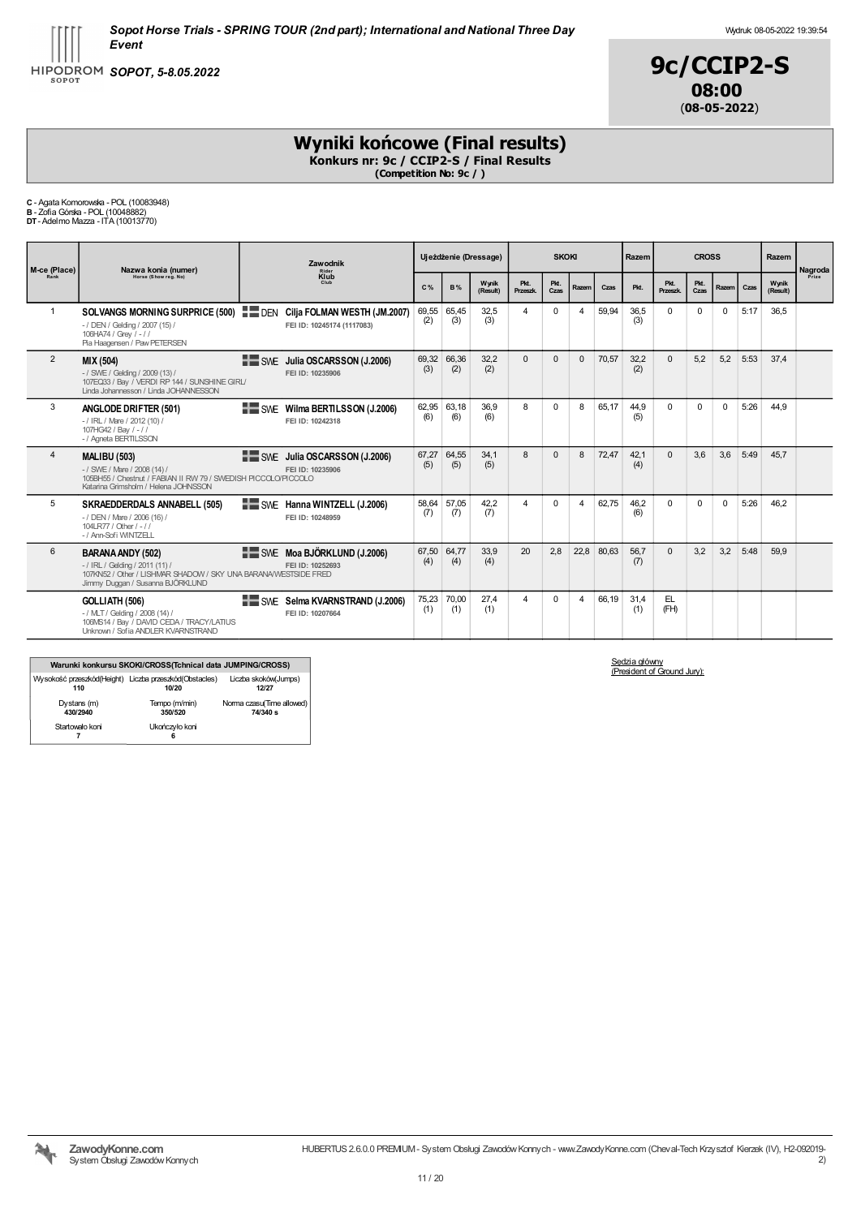**Sopot Horse Trials - SPRING TOUR (2nd part); International and National Three Day Event**

**SOPOT, 5-8.05.2022**

Wydruk: 08-05-2022 19:39:54

# 9c/CCIP2-S

**08:00**
(**08-05-2022**)

## Wyniki końcowe (Final results)

**Konkurs nr: 9c / CCIP2-S / Final Results**
**(Competition No: 9c / )**

**C** - Agata Komorowska - POL (10083948)
**B** - Zofia Górska - POL (10048882)
**DT** - Adelmo Mazza - ITA (10013770)

| M-ce (Place) Rank | Nazwa konia (numer) Horse (Show reg. No) | Zawodnik Rider Klub Club | Ujeżdżenie (Dressage) | | | SKOKI | | | | Razem | CROSS | | | | Razem | Nagroda Prize |
|---|---|---|---|---|---|---|---|---|---|---|---|---|---|---|---|---|
| | | | C % | B % | Wynik (Result) | Pkt. Przeszk. | Pkt. Czas | Razem | Czas | Pkt. | Pkt. Przeszk. | Pkt. Czas | Razem | Czas | Wynik (Result) | |
| 1 | **SOLVANGS MORNING SURPRICE (500)** - / DEN / Gelding / 2007 (15) / 106HA74 / Grey / - / / Pia Haagensen / Paw PETERSEN | DEN **Cilja FOLMAN WESTH (JM.2007)** FEI ID: 10245174 (1117083) | 69,55 (2) | 65,45 (3) | 32,5 (3) | 4 | 0 | 4 | 59,94 | 36,5 (3) | 0 | 0 | 0 | 5:17 | 36,5 | |
| 2 | **MIX (504)** - / SWE / Gelding / 2009 (13) / 107EQ33 / Bay / VERDI RP 144 / SUNSHINE GIRL/ Linda Johannesson / Linda JOHANNESSON | SWE **Julia OSCARSSON (J.2006)** FEI ID: 10235906 | 69,32 (3) | 66,36 (2) | 32,2 (2) | 0 | 0 | 0 | 70,57 | 32,2 (2) | 0 | 5,2 | 5,2 | 5:53 | 37,4 | |
| 3 | **ANGLODE DRIFTER (501)** - / IRL / Mare / 2012 (10) / 107HG42 / Bay / - / / - / Agneta BERTILSSON | SWE **Wilma BERTILSSON (J.2006)** FEI ID: 10242318 | 62,95 (6) | 63,18 (6) | 36,9 (6) | 8 | 0 | 8 | 65,17 | 44,9 (5) | 0 | 0 | 0 | 5:26 | 44,9 | |
| 4 | **MALIBU (503)** - / SWE / Mare / 2008 (14) / 105BH55 / Chestnut / FABIAN II RW 79 / SWEDISH PICCOLO/PICCOLO Katarina Grimsholm / Helena JOHNSSON | SWE **Julia OSCARSSON (J.2006)** FEI ID: 10235906 | 67,27 (5) | 64,55 (5) | 34,1 (5) | 8 | 0 | 8 | 72,47 | 42,1 (4) | 0 | 3,6 | 3,6 | 5:49 | 45,7 | |
| 5 | **SKRAEDDERDALS ANNABELL (505)** - / DEN / Mare / 2006 (16) / 104LR77 / Other / - / / - / Ann-Sofi WINTZELL | SWE **Hanna WINTZELL (J.2006)** FEI ID: 10248959 | 58,64 (7) | 57,05 (7) | 42,2 (7) | 4 | 0 | 4 | 62,75 | 46,2 (6) | 0 | 0 | 0 | 5:26 | 46,2 | |
| 6 | **BARANA ANDY (502)** - / IRL / Gelding / 2011 (11) / 107KN52 / Other / LISHMAR SHADOW / SKY UNA BARANA/WESTSIDE FRED Jimmy Duggan / Susanna BJÖRKLUND | SWE **Moa BJÖRKLUND (J.2006)** FEI ID: 10252693 | 67,50 (4) | 64,77 (4) | 33,9 (4) | 20 | 2,8 | 22,8 | 80,63 | 56,7 (7) | 0 | 3,2 | 3,2 | 5:48 | 59,9 | |
| | **GOLLIATH (506)** - / MLT / Gelding / 2008 (14) / 106MS14 / Bay / DAVID CEDA / TRACY/LATIUS Unknown / Sofia ANDLER KVARNSTRAND | SWE **Selma KVARNSTRAND (J.2006)** FEI ID: 10207664 | 75,23 (1) | 70,00 (1) | 27,4 (1) | 4 | 0 | 4 | 66,19 | 31,4 (1) | EL (FH) | | | | | |

| Warunki konkursu SKOKI/CROSS(Tchnical data JUMPING/CROSS) | | |
|---|---|---|
| Wysokość przeszkód(Height) **110** | Liczba przeszkód(Obstacles) **10/20** | Liczba skoków(Jumps) **12/27** |
| Dystans (m) **430/2940** | Tempo (m/min) **350/520** | Norma czasu(Time allowed) **74/340 s** |
| Startowało koni **7** | Ukończyło koni **6** | |

Sędzia główny
(President of Ground Jury):

ZawodyKonne.com
System Obsługi Zawodów Konnych

HUBERTUS 2.6.0.0 PREMIUM - System Obsługi Zawodów Konnych - www.ZawodyKonne.com (Cheval-Tech Krzysztof Kierzek (IV), H2-092019-2)